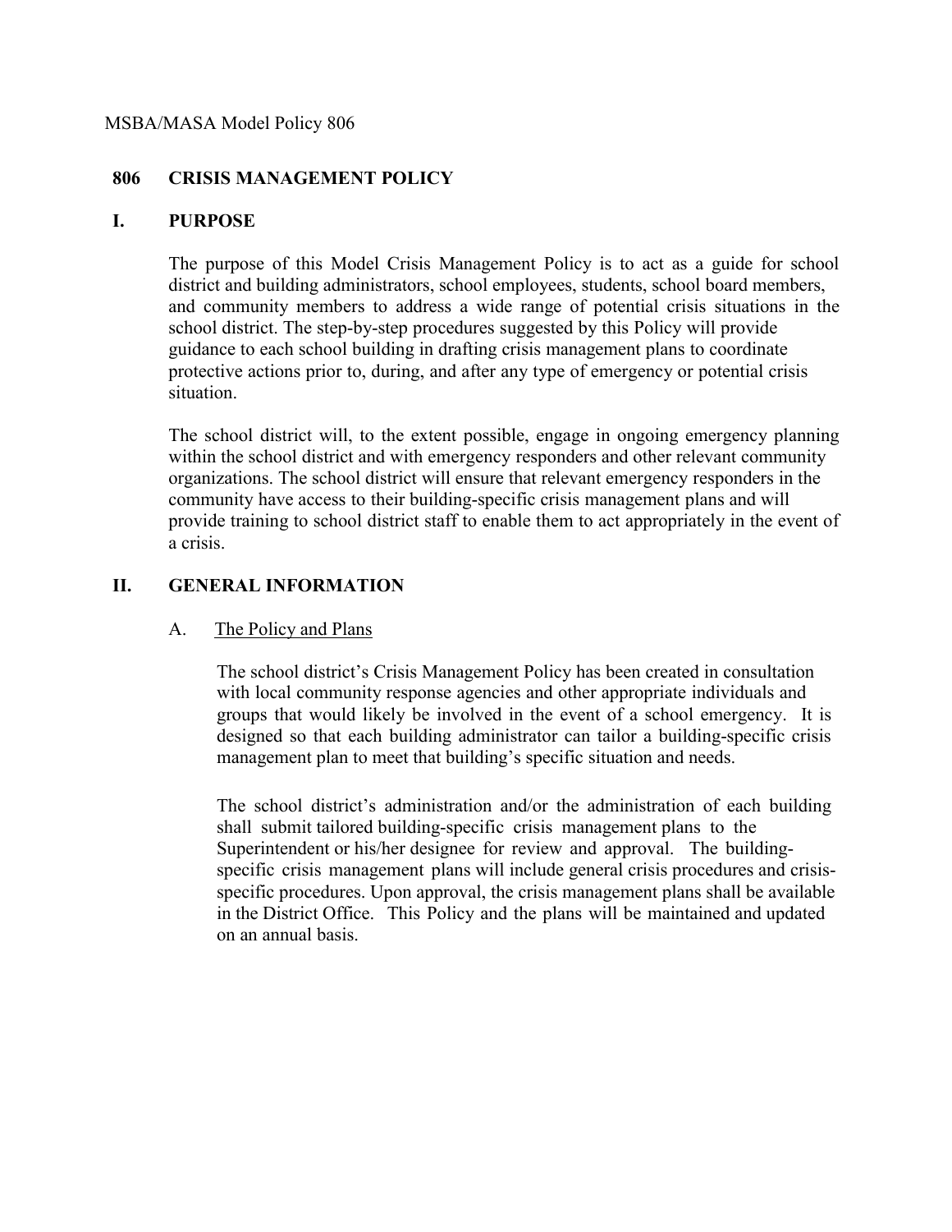MSBA/MASA Model Policy 806

# 806 CRISIS MANAGEMENT POLICY

## I. PURPOSE

The purpose of this Model Crisis Management Policy is to act as a guide for school district and building administrators, school employees, students, school board members, and community members to address a wide range of potential crisis situations in the school district. The step-by-step procedures suggested by this Policy will provide guidance to each school building in drafting crisis management plans to coordinate protective actions prior to, during, and after any type of emergency or potential crisis situation.

The school district will, to the extent possible, engage in ongoing emergency planning within the school district and with emergency responders and other relevant community organizations. The school district will ensure that relevant emergency responders in the community have access to their building-specific crisis management plans and will provide training to school district staff to enable them to act appropriately in the event of a crisis.

## II. GENERAL INFORMATION

### A. The Policy and Plans

The school district's Crisis Management Policy has been created in consultation with local community response agencies and other appropriate individuals and groups that would likely be involved in the event of a school emergency. It is designed so that each building administrator can tailor a building-specific crisis management plan to meet that building's specific situation and needs.

The school district's administration and/or the administration of each building shall submit tailored building-specific crisis management plans to the Superintendent or his/her designee for review and approval. The building-specific crisis management plans will include general crisis procedures and crisis-specific procedures. Upon approval, the crisis management plans shall be available in the District Office. This Policy and the plans will be maintained and updated on an annual basis.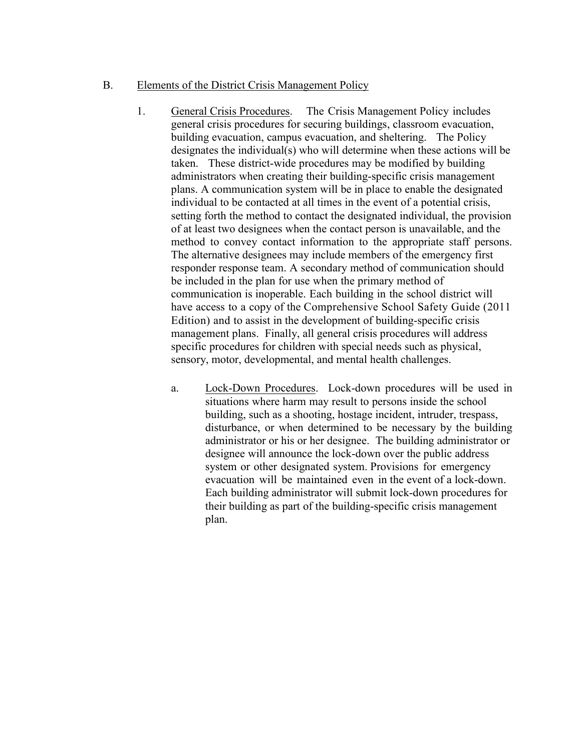B. <u>Elements of the District Crisis Management Policy</u>

1. <u>General Crisis Procedures</u>. The Crisis Management Policy includes general crisis procedures for securing buildings, classroom evacuation, building evacuation, campus evacuation, and sheltering. The Policy designates the individual(s) who will determine when these actions will be taken. These district-wide procedures may be modified by building administrators when creating their building-specific crisis management plans. A communication system will be in place to enable the designated individual to be contacted at all times in the event of a potential crisis, setting forth the method to contact the designated individual, the provision of at least two designees when the contact person is unavailable, and the method to convey contact information to the appropriate staff persons. The alternative designees may include members of the emergency first responder response team. A secondary method of communication should be included in the plan for use when the primary method of communication is inoperable. Each building in the school district will have access to a copy of the Comprehensive School Safety Guide (2011 Edition) and to assist in the development of building-specific crisis management plans. Finally, all general crisis procedures will address specific procedures for children with special needs such as physical, sensory, motor, developmental, and mental health challenges.

   a. <u>Lock-Down Procedures</u>. Lock-down procedures will be used in situations where harm may result to persons inside the school building, such as a shooting, hostage incident, intruder, trespass, disturbance, or when determined to be necessary by the building administrator or his or her designee. The building administrator or designee will announce the lock-down over the public address system or other designated system. Provisions for emergency evacuation will be maintained even in the event of a lock-down. Each building administrator will submit lock-down procedures for their building as part of the building-specific crisis management plan.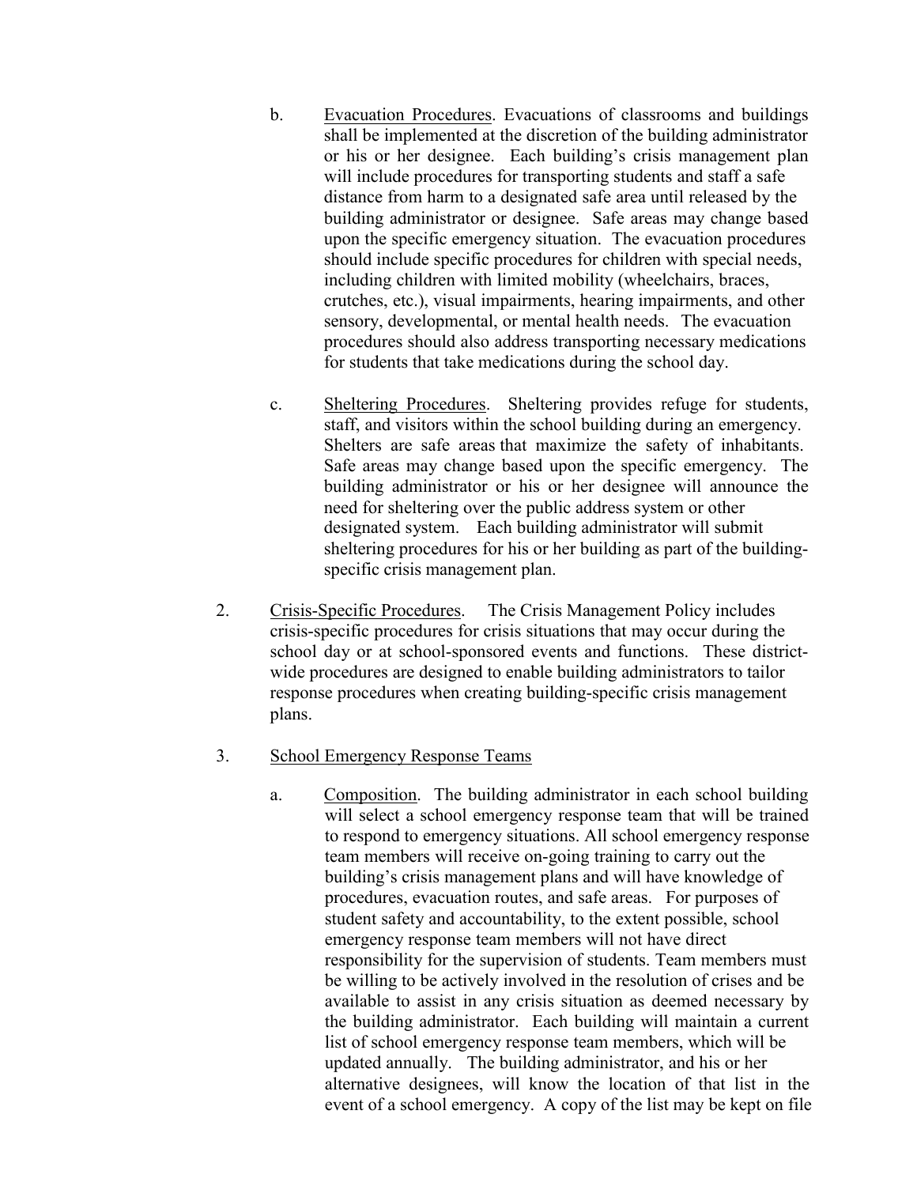b. Evacuation Procedures. Evacuations of classrooms and buildings shall be implemented at the discretion of the building administrator or his or her designee. Each building's crisis management plan will include procedures for transporting students and staff a safe distance from harm to a designated safe area until released by the building administrator or designee. Safe areas may change based upon the specific emergency situation. The evacuation procedures should include specific procedures for children with special needs, including children with limited mobility (wheelchairs, braces, crutches, etc.), visual impairments, hearing impairments, and other sensory, developmental, or mental health needs. The evacuation procedures should also address transporting necessary medications for students that take medications during the school day.

c. Sheltering Procedures. Sheltering provides refuge for students, staff, and visitors within the school building during an emergency. Shelters are safe areas that maximize the safety of inhabitants. Safe areas may change based upon the specific emergency. The building administrator or his or her designee will announce the need for sheltering over the public address system or other designated system. Each building administrator will submit sheltering procedures for his or her building as part of the building-specific crisis management plan.

2. Crisis-Specific Procedures. The Crisis Management Policy includes crisis-specific procedures for crisis situations that may occur during the school day or at school-sponsored events and functions. These district-wide procedures are designed to enable building administrators to tailor response procedures when creating building-specific crisis management plans.

3. School Emergency Response Teams

a. Composition. The building administrator in each school building will select a school emergency response team that will be trained to respond to emergency situations. All school emergency response team members will receive on-going training to carry out the building's crisis management plans and will have knowledge of procedures, evacuation routes, and safe areas. For purposes of student safety and accountability, to the extent possible, school emergency response team members will not have direct responsibility for the supervision of students. Team members must be willing to be actively involved in the resolution of crises and be available to assist in any crisis situation as deemed necessary by the building administrator. Each building will maintain a current list of school emergency response team members, which will be updated annually. The building administrator, and his or her alternative designees, will know the location of that list in the event of a school emergency. A copy of the list may be kept on file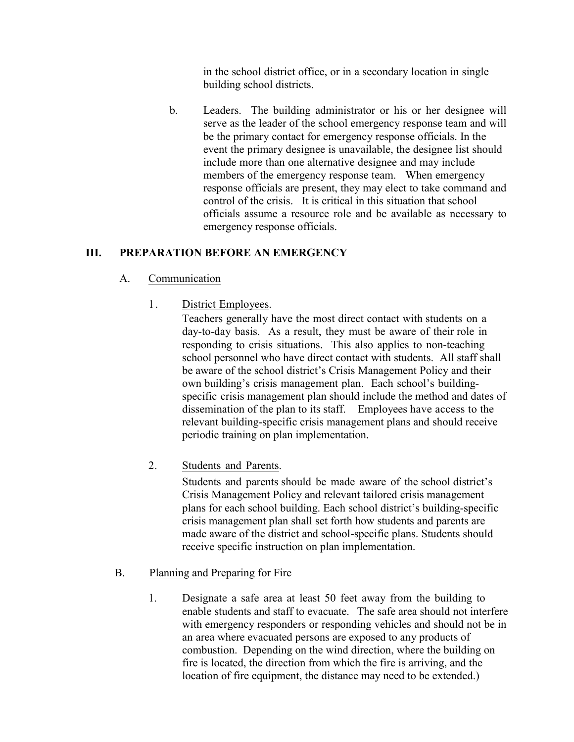in the school district office, or in a secondary location in single building school districts.

b. Leaders. The building administrator or his or her designee will serve as the leader of the school emergency response team and will be the primary contact for emergency response officials. In the event the primary designee is unavailable, the designee list should include more than one alternative designee and may include members of the emergency response team. When emergency response officials are present, they may elect to take command and control of the crisis. It is critical in this situation that school officials assume a resource role and be available as necessary to emergency response officials.

## III. PREPARATION BEFORE AN EMERGENCY

### A. Communication

1. District Employees.

   Teachers generally have the most direct contact with students on a day-to-day basis. As a result, they must be aware of their role in responding to crisis situations. This also applies to non-teaching school personnel who have direct contact with students. All staff shall be aware of the school district's Crisis Management Policy and their own building's crisis management plan. Each school's building-specific crisis management plan should include the method and dates of dissemination of the plan to its staff. Employees have access to the relevant building-specific crisis management plans and should receive periodic training on plan implementation.

2. Students and Parents.

   Students and parents should be made aware of the school district's Crisis Management Policy and relevant tailored crisis management plans for each school building. Each school district's building-specific crisis management plan shall set forth how students and parents are made aware of the district and school-specific plans. Students should receive specific instruction on plan implementation.

### B. Planning and Preparing for Fire

1. Designate a safe area at least 50 feet away from the building to enable students and staff to evacuate. The safe area should not interfere with emergency responders or responding vehicles and should not be in an area where evacuated persons are exposed to any products of combustion. Depending on the wind direction, where the building on fire is located, the direction from which the fire is arriving, and the location of fire equipment, the distance may need to be extended.)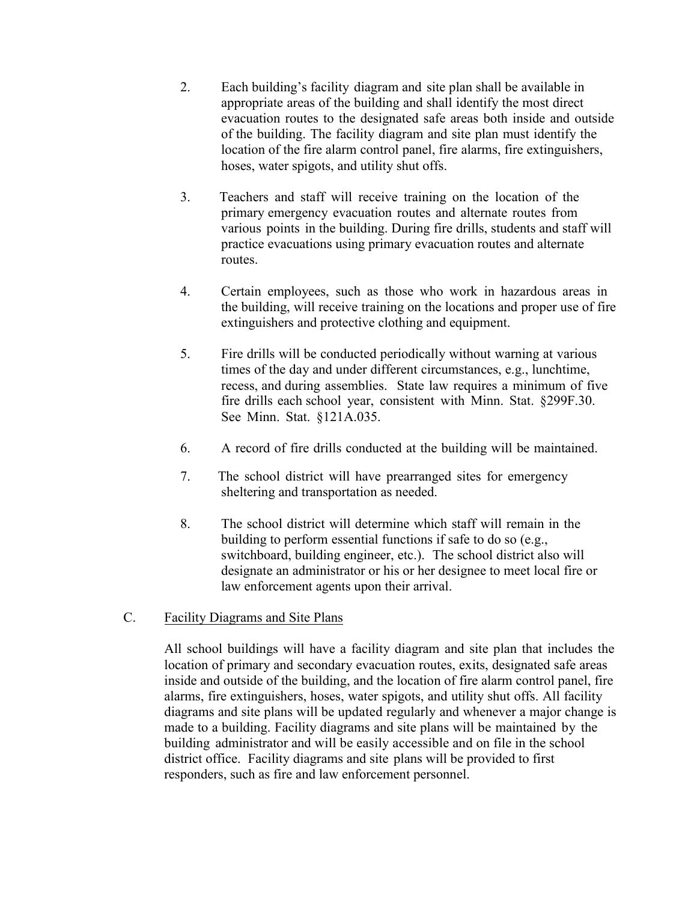2. Each building's facility diagram and site plan shall be available in appropriate areas of the building and shall identify the most direct evacuation routes to the designated safe areas both inside and outside of the building. The facility diagram and site plan must identify the location of the fire alarm control panel, fire alarms, fire extinguishers, hoses, water spigots, and utility shut offs.

3. Teachers and staff will receive training on the location of the primary emergency evacuation routes and alternate routes from various points in the building. During fire drills, students and staff will practice evacuations using primary evacuation routes and alternate routes.

4. Certain employees, such as those who work in hazardous areas in the building, will receive training on the locations and proper use of fire extinguishers and protective clothing and equipment.

5. Fire drills will be conducted periodically without warning at various times of the day and under different circumstances, e.g., lunchtime, recess, and during assemblies. State law requires a minimum of five fire drills each school year, consistent with Minn. Stat. §299F.30. See Minn. Stat. §121A.035.

6. A record of fire drills conducted at the building will be maintained.

7. The school district will have prearranged sites for emergency sheltering and transportation as needed.

8. The school district will determine which staff will remain in the building to perform essential functions if safe to do so (e.g., switchboard, building engineer, etc.). The school district also will designate an administrator or his or her designee to meet local fire or law enforcement agents upon their arrival.

C. <u>Facility Diagrams and Site Plans</u>

All school buildings will have a facility diagram and site plan that includes the location of primary and secondary evacuation routes, exits, designated safe areas inside and outside of the building, and the location of fire alarm control panel, fire alarms, fire extinguishers, hoses, water spigots, and utility shut offs. All facility diagrams and site plans will be updated regularly and whenever a major change is made to a building. Facility diagrams and site plans will be maintained by the building administrator and will be easily accessible and on file in the school district office. Facility diagrams and site plans will be provided to first responders, such as fire and law enforcement personnel.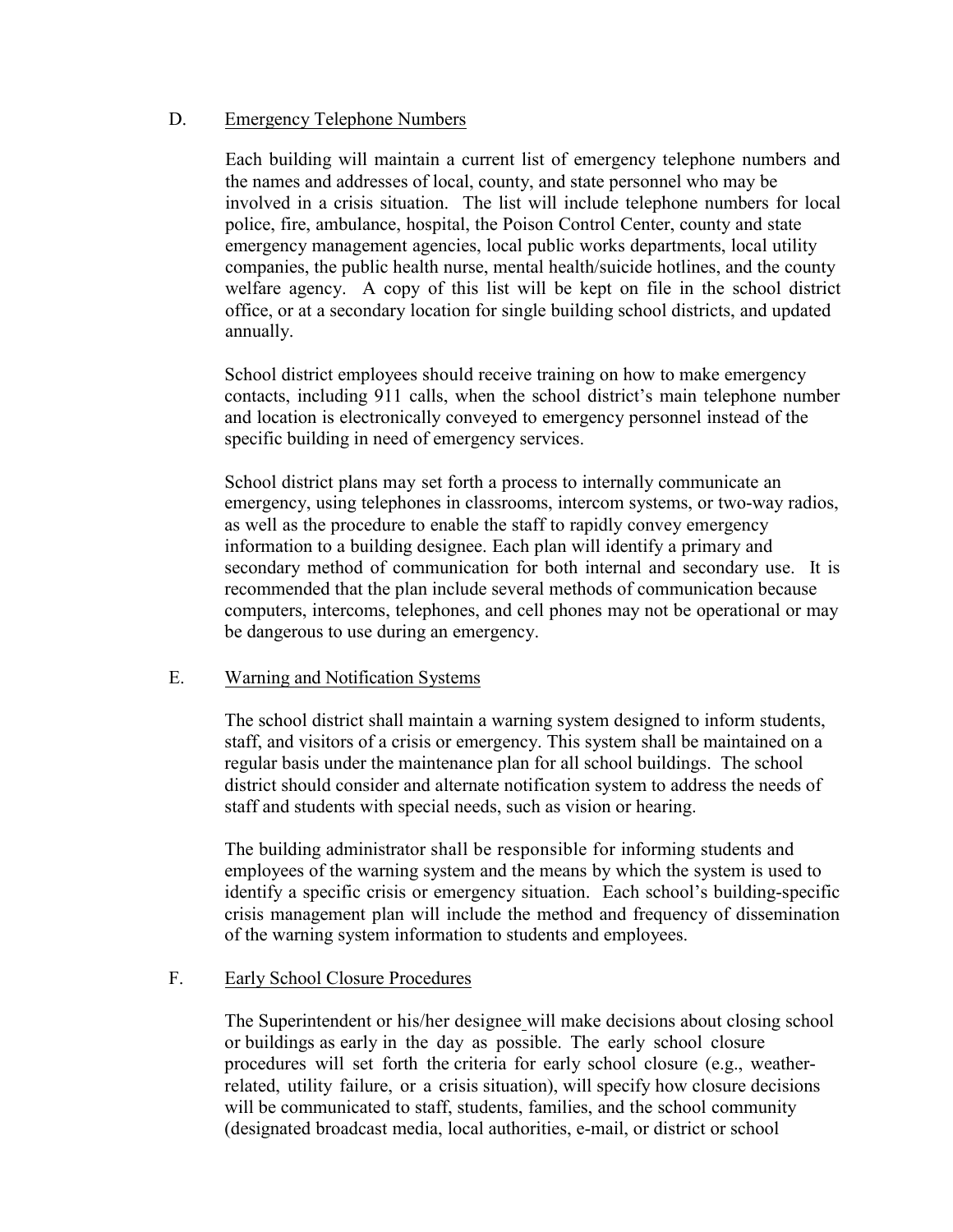D. Emergency Telephone Numbers

Each building will maintain a current list of emergency telephone numbers and the names and addresses of local, county, and state personnel who may be involved in a crisis situation. The list will include telephone numbers for local police, fire, ambulance, hospital, the Poison Control Center, county and state emergency management agencies, local public works departments, local utility companies, the public health nurse, mental health/suicide hotlines, and the county welfare agency. A copy of this list will be kept on file in the school district office, or at a secondary location for single building school districts, and updated annually.

School district employees should receive training on how to make emergency contacts, including 911 calls, when the school district's main telephone number and location is electronically conveyed to emergency personnel instead of the specific building in need of emergency services.

School district plans may set forth a process to internally communicate an emergency, using telephones in classrooms, intercom systems, or two-way radios, as well as the procedure to enable the staff to rapidly convey emergency information to a building designee. Each plan will identify a primary and secondary method of communication for both internal and secondary use. It is recommended that the plan include several methods of communication because computers, intercoms, telephones, and cell phones may not be operational or may be dangerous to use during an emergency.

E. Warning and Notification Systems

The school district shall maintain a warning system designed to inform students, staff, and visitors of a crisis or emergency. This system shall be maintained on a regular basis under the maintenance plan for all school buildings. The school district should consider and alternate notification system to address the needs of staff and students with special needs, such as vision or hearing.

The building administrator shall be responsible for informing students and employees of the warning system and the means by which the system is used to identify a specific crisis or emergency situation. Each school's building-specific crisis management plan will include the method and frequency of dissemination of the warning system information to students and employees.

F. Early School Closure Procedures

The Superintendent or his/her designee will make decisions about closing school or buildings as early in the day as possible. The early school closure procedures will set forth the criteria for early school closure (e.g., weather-related, utility failure, or a crisis situation), will specify how closure decisions will be communicated to staff, students, families, and the school community (designated broadcast media, local authorities, e-mail, or district or school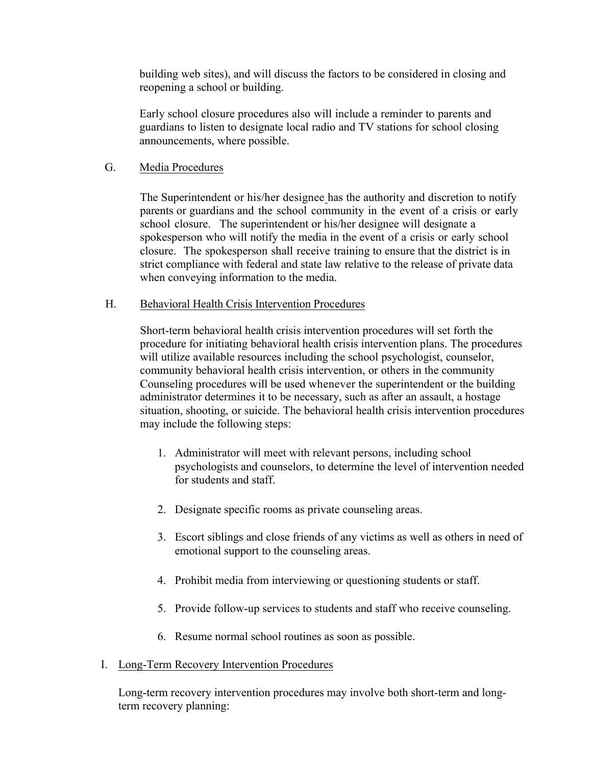building web sites), and will discuss the factors to be considered in closing and reopening a school or building.

Early school closure procedures also will include a reminder to parents and guardians to listen to designate local radio and TV stations for school closing announcements, where possible.

G. Media Procedures

The Superintendent or his/her designee has the authority and discretion to notify parents or guardians and the school community in the event of a crisis or early school closure. The superintendent or his/her designee will designate a spokesperson who will notify the media in the event of a crisis or early school closure. The spokesperson shall receive training to ensure that the district is in strict compliance with federal and state law relative to the release of private data when conveying information to the media.

H. Behavioral Health Crisis Intervention Procedures

Short-term behavioral health crisis intervention procedures will set forth the procedure for initiating behavioral health crisis intervention plans. The procedures will utilize available resources including the school psychologist, counselor, community behavioral health crisis intervention, or others in the community Counseling procedures will be used whenever the superintendent or the building administrator determines it to be necessary, such as after an assault, a hostage situation, shooting, or suicide. The behavioral health crisis intervention procedures may include the following steps:

1. Administrator will meet with relevant persons, including school psychologists and counselors, to determine the level of intervention needed for students and staff.

2. Designate specific rooms as private counseling areas.

3. Escort siblings and close friends of any victims as well as others in need of emotional support to the counseling areas.

4. Prohibit media from interviewing or questioning students or staff.

5. Provide follow-up services to students and staff who receive counseling.

6. Resume normal school routines as soon as possible.

I. Long-Term Recovery Intervention Procedures

Long-term recovery intervention procedures may involve both short-term and long-term recovery planning: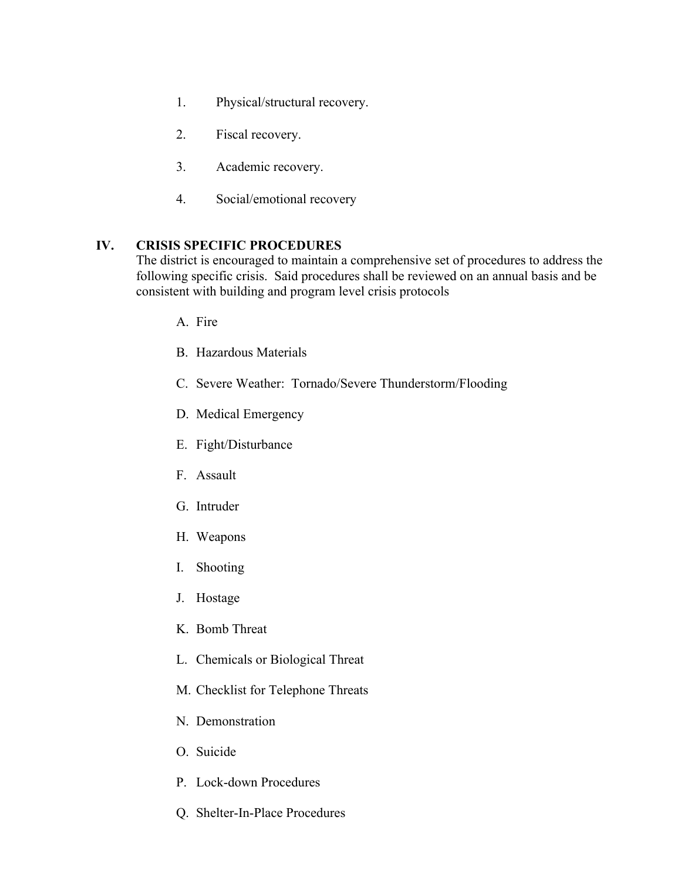1. Physical/structural recovery.

2. Fiscal recovery.

3. Academic recovery.

4. Social/emotional recovery

## IV. CRISIS SPECIFIC PROCEDURES

The district is encouraged to maintain a comprehensive set of procedures to address the following specific crisis. Said procedures shall be reviewed on an annual basis and be consistent with building and program level crisis protocols

A. Fire

B. Hazardous Materials

C. Severe Weather: Tornado/Severe Thunderstorm/Flooding

D. Medical Emergency

E. Fight/Disturbance

F. Assault

G. Intruder

H. Weapons

I. Shooting

J. Hostage

K. Bomb Threat

L. Chemicals or Biological Threat

M. Checklist for Telephone Threats

N. Demonstration

O. Suicide

P. Lock-down Procedures

Q. Shelter-In-Place Procedures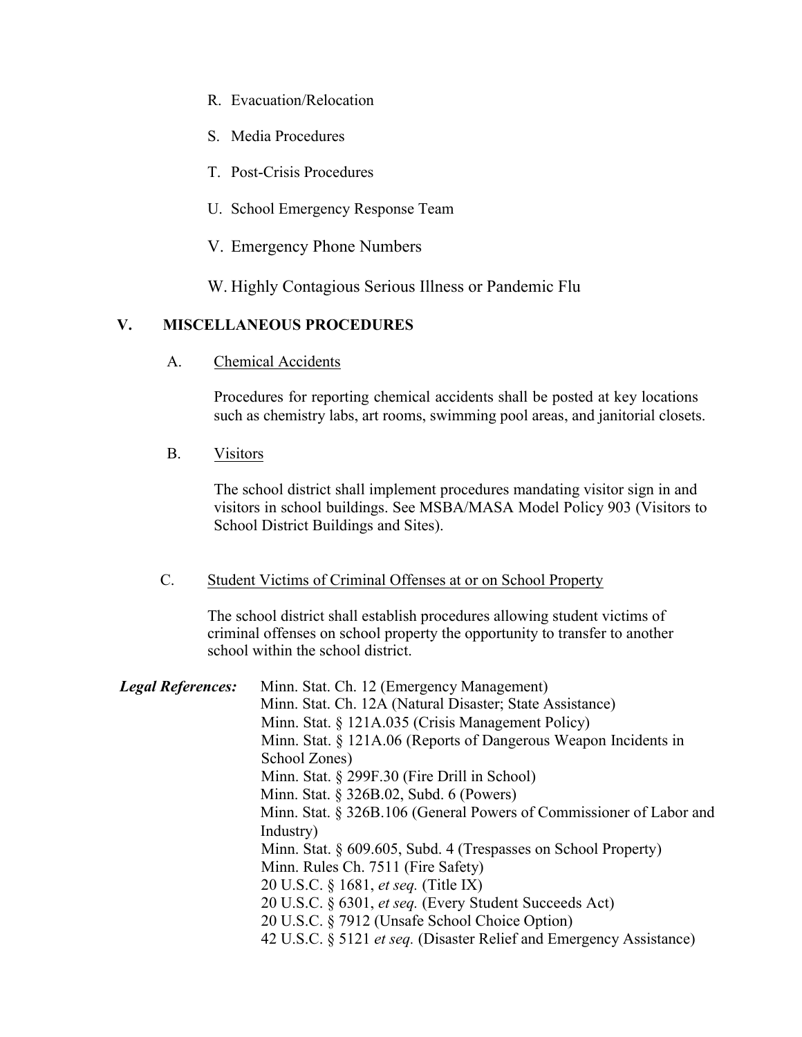R. Evacuation/Relocation

S. Media Procedures

T. Post-Crisis Procedures

U. School Emergency Response Team

V. Emergency Phone Numbers

W. Highly Contagious Serious Illness or Pandemic Flu

## V. MISCELLANEOUS PROCEDURES

### A. Chemical Accidents

Procedures for reporting chemical accidents shall be posted at key locations such as chemistry labs, art rooms, swimming pool areas, and janitorial closets.

### B. Visitors

The school district shall implement procedures mandating visitor sign in and visitors in school buildings. See MSBA/MASA Model Policy 903 (Visitors to School District Buildings and Sites).

### C. Student Victims of Criminal Offenses at or on School Property

The school district shall establish procedures allowing student victims of criminal offenses on school property the opportunity to transfer to another school within the school district.

***Legal References:***

Minn. Stat. Ch. 12 (Emergency Management)
Minn. Stat. Ch. 12A (Natural Disaster; State Assistance)
Minn. Stat. § 121A.035 (Crisis Management Policy)
Minn. Stat. § 121A.06 (Reports of Dangerous Weapon Incidents in School Zones)
Minn. Stat. § 299F.30 (Fire Drill in School)
Minn. Stat. § 326B.02, Subd. 6 (Powers)
Minn. Stat. § 326B.106 (General Powers of Commissioner of Labor and Industry)
Minn. Stat. § 609.605, Subd. 4 (Trespasses on School Property)
Minn. Rules Ch. 7511 (Fire Safety)
20 U.S.C. § 1681, *et seq.* (Title IX)
20 U.S.C. § 6301, *et seq.* (Every Student Succeeds Act)
20 U.S.C. § 7912 (Unsafe School Choice Option)
42 U.S.C. § 5121 *et seq.* (Disaster Relief and Emergency Assistance)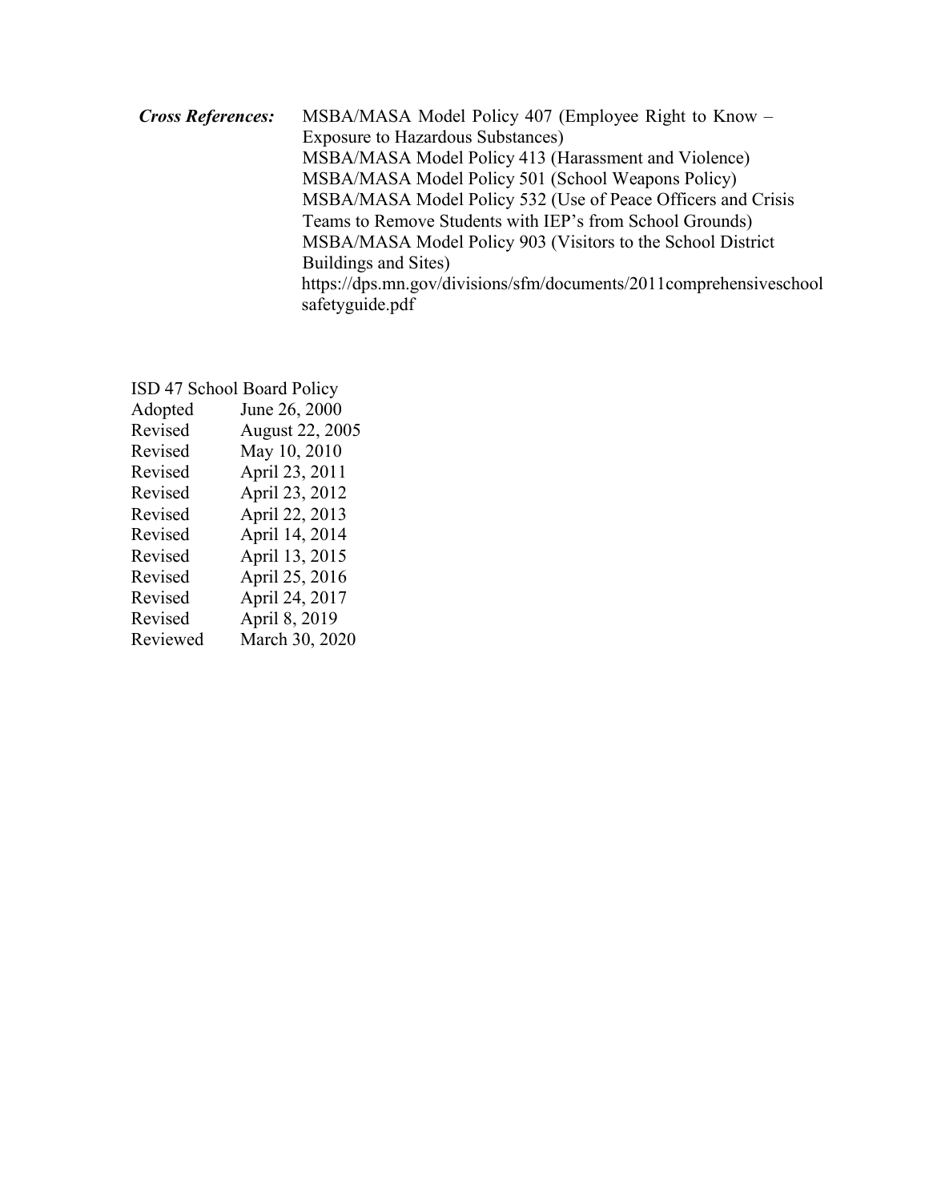***Cross References:*** MSBA/MASA Model Policy 407 (Employee Right to Know – Exposure to Hazardous Substances)
MSBA/MASA Model Policy 413 (Harassment and Violence)
MSBA/MASA Model Policy 501 (School Weapons Policy)
MSBA/MASA Model Policy 532 (Use of Peace Officers and Crisis Teams to Remove Students with IEP's from School Grounds)
MSBA/MASA Model Policy 903 (Visitors to the School District Buildings and Sites)
https://dps.mn.gov/divisions/sfm/documents/2011comprehensiveschoolsafetyguide.pdf

ISD 47 School Board Policy

| | |
|---|---|
| Adopted | June 26, 2000 |
| Revised | August 22, 2005 |
| Revised | May 10, 2010 |
| Revised | April 23, 2011 |
| Revised | April 23, 2012 |
| Revised | April 22, 2013 |
| Revised | April 14, 2014 |
| Revised | April 13, 2015 |
| Revised | April 25, 2016 |
| Revised | April 24, 2017 |
| Revised | April 8, 2019 |
| Reviewed | March 30, 2020 |